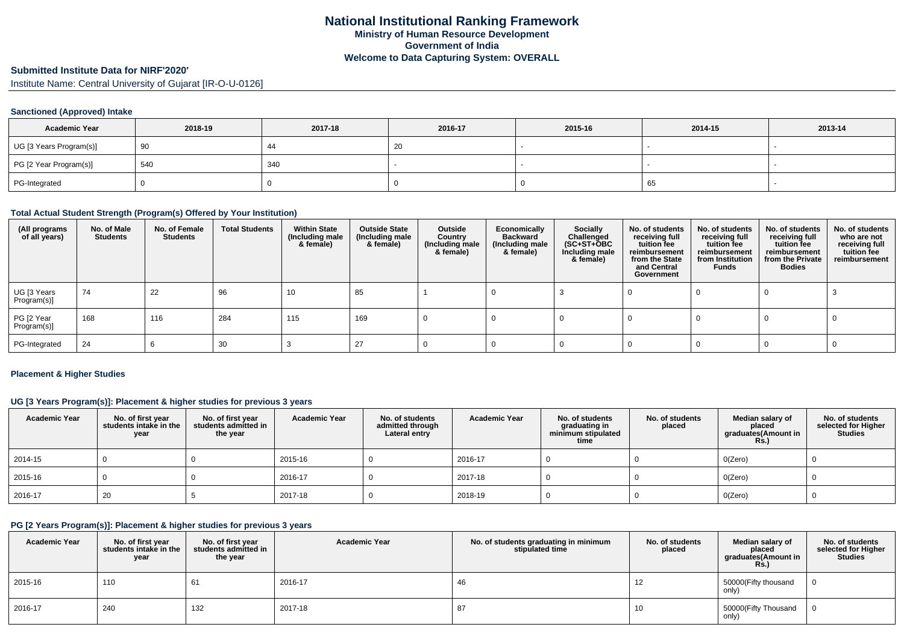# National Institutional Ranking Framework
## Ministry of Human Resource Development
## Government of India
## Welcome to Data Capturing System: OVERALL

**Submitted Institute Data for NIRF'2020'**

Institute Name: Central University of Gujarat [IR-O-U-0126]

### Sanctioned (Approved) Intake

| Academic Year | 2018-19 | 2017-18 | 2016-17 | 2015-16 | 2014-15 | 2013-14 |
|---|---|---|---|---|---|---|
| UG [3 Years Program(s)] | 90 | 44 | 20 | - | - | - |
| PG [2 Year Program(s)] | 540 | 340 | - | - | - | - |
| PG-Integrated | 0 | 0 | 0 | 0 | 65 | - |

### Total Actual Student Strength (Program(s) Offered by Your Institution)

| (All programs of all years) | No. of Male Students | No. of Female Students | Total Students | Within State (Including male & female) | Outside State (Including male & female) | Outside Country (Including male & female) | Economically Backward (Including male & female) | Socially Challenged (SC+ST+OBC Including male & female) | No. of students receiving full tuition fee reimbursement from the State and Central Government | No. of students receiving full tuition fee reimbursement from Institution Funds | No. of students receiving full tuition fee reimbursement from the Private Bodies | No. of students who are not receiving full tuition fee reimbursement |
|---|---|---|---|---|---|---|---|---|---|---|---|---|
| UG [3 Years Program(s)] | 74 | 22 | 96 | 10 | 85 | 1 | 0 | 3 | 0 | 0 | 0 | 3 |
| PG [2 Year Program(s)] | 168 | 116 | 284 | 115 | 169 | 0 | 0 | 0 | 0 | 0 | 0 | 0 |
| PG-Integrated | 24 | 6 | 30 | 3 | 27 | 0 | 0 | 0 | 0 | 0 | 0 | 0 |

### Placement & Higher Studies

### UG [3 Years Program(s)]: Placement & higher studies for previous 3 years

| Academic Year | No. of first year students intake in the year | No. of first year students admitted in the year | Academic Year | No. of students admitted through Lateral entry | Academic Year | No. of students graduating in minimum stipulated time | No. of students placed | Median salary of placed graduates(Amount in Rs.) | No. of students selected for Higher Studies |
|---|---|---|---|---|---|---|---|---|---|
| 2014-15 | 0 | 0 | 2015-16 | 0 | 2016-17 | 0 | 0 | 0(Zero) | 0 |
| 2015-16 | 0 | 0 | 2016-17 | 0 | 2017-18 | 0 | 0 | 0(Zero) | 0 |
| 2016-17 | 20 | 5 | 2017-18 | 0 | 2018-19 | 0 | 0 | 0(Zero) | 0 |

### PG [2 Years Program(s)]: Placement & higher studies for previous 3 years

| Academic Year | No. of first year students intake in the year | No. of first year students admitted in the year | Academic Year | No. of students graduating in minimum stipulated time | No. of students placed | Median salary of placed graduates(Amount in Rs.) | No. of students selected for Higher Studies |
|---|---|---|---|---|---|---|---|
| 2015-16 | 110 | 61 | 2016-17 | 46 | 12 | 50000(Fifty thousand only) | 0 |
| 2016-17 | 240 | 132 | 2017-18 | 87 | 10 | 50000(Fifty Thousand only) | 0 |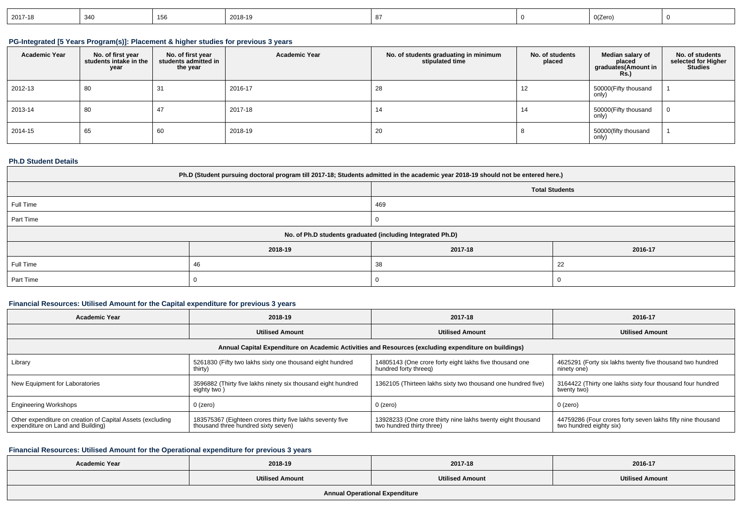| 2017-18 | 340 | 156 | 2018-19 | 87 | 0 | 0(Zero) | 0 |
|---|---|---|---|---|---|---|---|

### PG-Integrated [5 Years Program(s)]: Placement & higher studies for previous 3 years

| Academic Year | No. of first year students intake in the year | No. of first year students admitted in the year | Academic Year | No. of students graduating in minimum stipulated time | No. of students placed | Median salary of placed graduates(Amount in Rs.) | No. of students selected for Higher Studies |
|---|---|---|---|---|---|---|---|
| 2012-13 | 80 | 31 | 2016-17 | 28 | 12 | 50000(Fifty thousand only) | 1 |
| 2013-14 | 80 | 47 | 2017-18 | 14 | 14 | 50000(Fifty thousand only) | 0 |
| 2014-15 | 65 | 60 | 2018-19 | 20 | 8 | 50000(fifty thousand only) | 1 |

### Ph.D Student Details

| Ph.D (Student pursuing doctoral program till 2017-18; Students admitted in the academic year 2018-19 should not be entered here.) | | | |
|---|---|---|---|
| | | Total Students | |
| Full Time | | 469 | |
| Part Time | | 0 | |
| No. of Ph.D students graduated (including Integrated Ph.D) | | | |
| | 2018-19 | 2017-18 | 2016-17 |
| Full Time | 46 | 38 | 22 |
| Part Time | 0 | 0 | 0 |

### Financial Resources: Utilised Amount for the Capital expenditure for previous 3 years

| Academic Year | 2018-19 | 2017-18 | 2016-17 |
|---|---|---|---|
| | Utilised Amount | Utilised Amount | Utilised Amount |
| Annual Capital Expenditure on Academic Activities and Resources (excluding expenditure on buildings) | | | |
| Library | 5261830 (Fifty two lakhs sixty one thousand eight hundred thirty) | 14805143 (One crore forty eight lakhs five thousand one hundred forty threeq) | 4625291 (Forty six lakhs twenty five thousand two hundred ninety one) |
| New Equipment for Laboratories | 3596882 (Thirty five lakhs ninety six thousand eight hundred eighty two ) | 1362105 (Thirteen lakhs sixty two thousand one hundred five) | 3164422 (Thirty one lakhs sixty four thousand four hundred twenty two) |
| Engineering Workshops | 0 (zero) | 0 (zero) | 0 (zero) |
| Other expenditure on creation of Capital Assets (excluding expenditure on Land and Building) | 183575367 (Eighteen crores thirty five lakhs seventy five thousand three hundred sixty seven) | 13928233 (One crore thirty nine lakhs twenty eight thousand two hundred thirty three) | 44759286 (Four crores forty seven lakhs fifty nine thousand two hundred eighty six) |

### Financial Resources: Utilised Amount for the Operational expenditure for previous 3 years

| Academic Year | 2018-19 | 2017-18 | 2016-17 |
|---|---|---|---|
| | Utilised Amount | Utilised Amount | Utilised Amount |
| Annual Operational Expenditure | | | |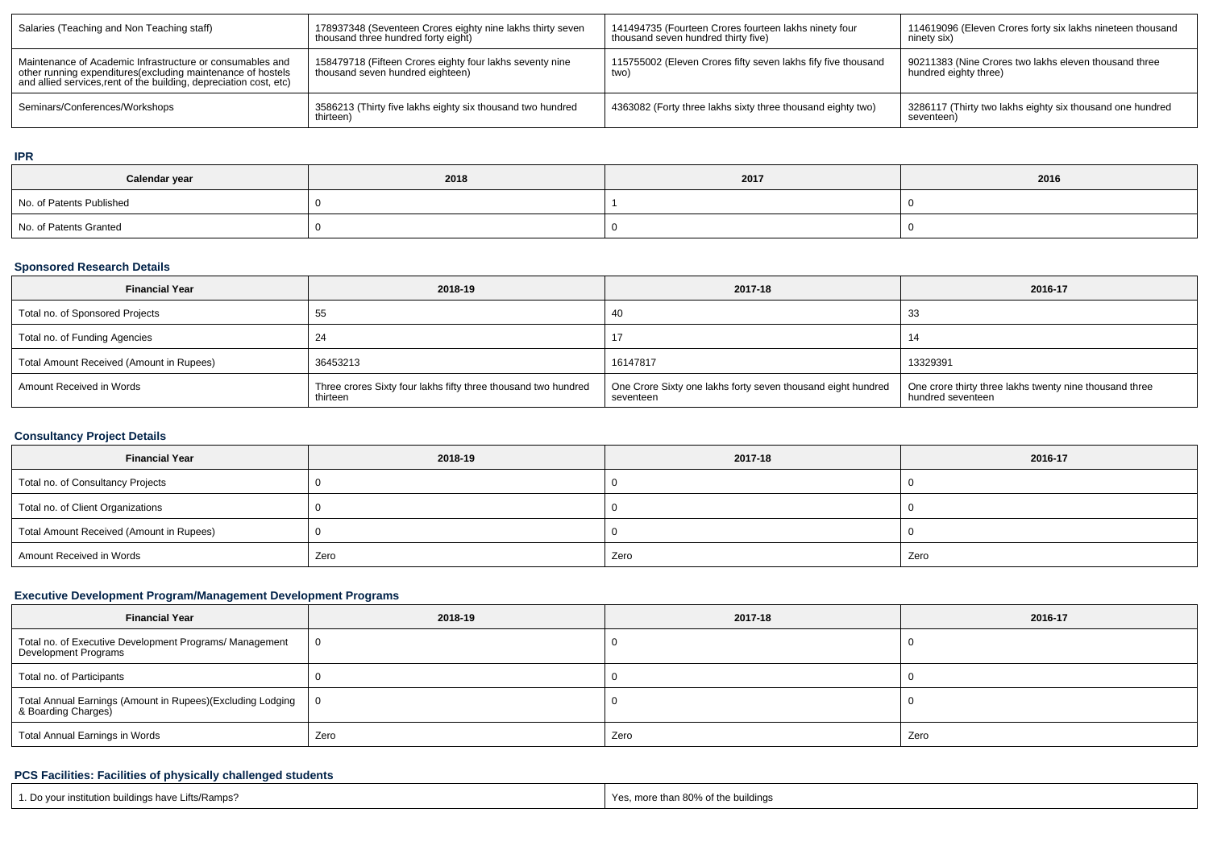| Salaries (Teaching and Non Teaching staff) | 178937348 (Seventeen Crores eighty nine lakhs thirty seven thousand three hundred forty eight) | 141494735 (Fourteen Crores fourteen lakhs ninety four thousand seven hundred thirty five) | 114619096 (Eleven Crores forty six lakhs nineteen thousand ninety six) |
|---|---|---|---|
| Maintenance of Academic Infrastructure or consumables and other running expenditures(excluding maintenance of hostels and allied services,rent of the building, depreciation cost, etc) | 158479718 (Fifteen Crores eighty four lakhs seventy nine thousand seven hundred eighteen) | 115755002 (Eleven Crores fifty seven lakhs fify five thousand two) | 90211383 (Nine Crores two lakhs eleven thousand three hundred eighty three) |
| Seminars/Conferences/Workshops | 3586213 (Thirty five lakhs eighty six thousand two hundred thirteen) | 4363082 (Forty three lakhs sixty three thousand eighty two) | 3286117 (Thirty two lakhs eighty six thousand one hundred seventeen) |

### IPR

| Calendar year | 2018 | 2017 | 2016 |
|---|---|---|---|
| No. of Patents Published | 0 | 1 | 0 |
| No. of Patents Granted | 0 | 0 | 0 |

### Sponsored Research Details

| Financial Year | 2018-19 | 2017-18 | 2016-17 |
|---|---|---|---|
| Total no. of Sponsored Projects | 55 | 40 | 33 |
| Total no. of Funding Agencies | 24 | 17 | 14 |
| Total Amount Received (Amount in Rupees) | 36453213 | 16147817 | 13329391 |
| Amount Received in Words | Three crores Sixty four lakhs fifty three thousand two hundred thirteen | One Crore Sixty one lakhs forty seven thousand eight hundred seventeen | One crore thirty three lakhs twenty nine thousand three hundred seventeen |

### Consultancy Project Details

| Financial Year | 2018-19 | 2017-18 | 2016-17 |
|---|---|---|---|
| Total no. of Consultancy Projects | 0 | 0 | 0 |
| Total no. of Client Organizations | 0 | 0 | 0 |
| Total Amount Received (Amount in Rupees) | 0 | 0 | 0 |
| Amount Received in Words | Zero | Zero | Zero |

### Executive Development Program/Management Development Programs

| Financial Year | 2018-19 | 2017-18 | 2016-17 |
|---|---|---|---|
| Total no. of Executive Development Programs/ Management Development Programs | 0 | 0 | 0 |
| Total no. of Participants | 0 | 0 | 0 |
| Total Annual Earnings (Amount in Rupees)(Excluding Lodging & Boarding Charges) | 0 | 0 | 0 |
| Total Annual Earnings in Words | Zero | Zero | Zero |

### PCS Facilities: Facilities of physically challenged students

| 1. Do your institution buildings have Lifts/Ramps? | Yes, more than 80% of the buildings |
|---|---|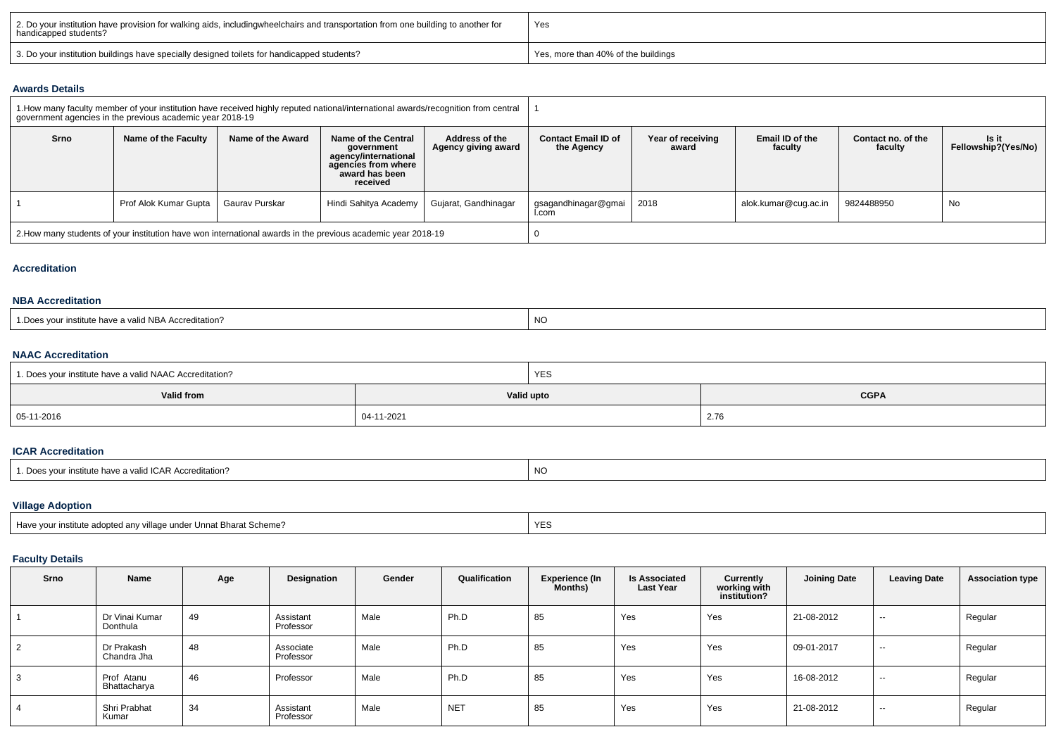| | |
|---|---|
| 2. Do your institution have provision for walking aids, includingwheelchairs and transportation from one building to another for handicapped students? | Yes |
| 3. Do your institution buildings have specially designed toilets for handicapped students? | Yes, more than 40% of the buildings |

## Awards Details

| 1.How many faculty member of your institution have received highly reputed national/international awards/recognition from central government agencies in the previous academic year 2018-19 | | | | | 1 | | | | |
|---|---|---|---|---|---|---|---|---|---|
| **Srno** | **Name of the Faculty** | **Name of the Award** | **Name of the Central government agency/international agencies from where award has been received** | **Address of the Agency giving award** | **Contact Email ID of the Agency** | **Year of receiving award** | **Email ID of the faculty** | **Contact no. of the faculty** | **Is it Fellowship?(Yes/No)** |
| 1 | Prof Alok Kumar Gupta | Gaurav Purskar | Hindi Sahitya Academy | Gujarat, Gandhinagar | gsagandhinagar@gmail.com | 2018 | alok.kumar@cug.ac.in | 9824488950 | No |
| 2.How many students of your institution have won international awards in the previous academic year 2018-19 | | | | | 0 | | | | |

## Accreditation

### NBA Accreditation

| | |
|---|---|
| 1.Does your institute have a valid NBA Accreditation? | NO |

### NAAC Accreditation

| 1. Does your institute have a valid NAAC Accreditation? | YES | |
|---|---|---|
| **Valid from** | **Valid upto** | **CGPA** |
| 05-11-2016 | 04-11-2021 | 2.76 |

### ICAR Accreditation

| | |
|---|---|
| 1. Does your institute have a valid ICAR Accreditation? | NO |

### Village Adoption

| | |
|---|---|
| Have your institute adopted any village under Unnat Bharat Scheme? | YES |

## Faculty Details

| Srno | Name | Age | Designation | Gender | Qualification | Experience (In Months) | Is Associated Last Year | Currently working with institution? | Joining Date | Leaving Date | Association type |
|---|---|---|---|---|---|---|---|---|---|---|---|
| 1 | Dr Vinai Kumar Donthula | 49 | Assistant Professor | Male | Ph.D | 85 | Yes | Yes | 21-08-2012 | -- | Regular |
| 2 | Dr Prakash Chandra Jha | 48 | Associate Professor | Male | Ph.D | 85 | Yes | Yes | 09-01-2017 | -- | Regular |
| 3 | Prof Atanu Bhattacharya | 46 | Professor | Male | Ph.D | 85 | Yes | Yes | 16-08-2012 | -- | Regular |
| 4 | Shri Prabhat Kumar | 34 | Assistant Professor | Male | NET | 85 | Yes | Yes | 21-08-2012 | -- | Regular |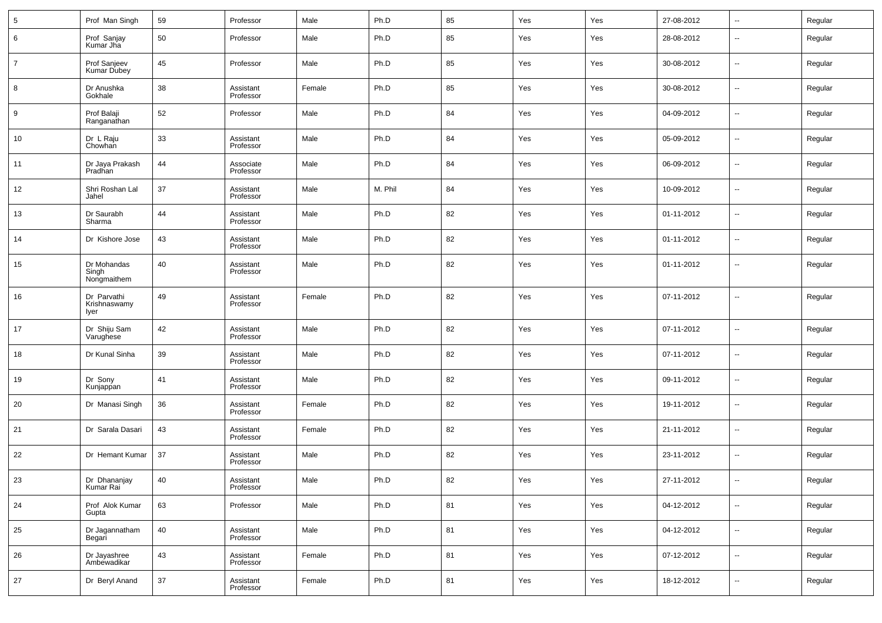| | | | | | | | | | | | |
|---|---|---|---|---|---|---|---|---|---|---|---|
| 5 | Prof Man Singh | 59 | Professor | Male | Ph.D | 85 | Yes | Yes | 27-08-2012 | -- | Regular |
| 6 | Prof Sanjay Kumar Jha | 50 | Professor | Male | Ph.D | 85 | Yes | Yes | 28-08-2012 | -- | Regular |
| 7 | Prof Sanjeev Kumar Dubey | 45 | Professor | Male | Ph.D | 85 | Yes | Yes | 30-08-2012 | -- | Regular |
| 8 | Dr Anushka Gokhale | 38 | Assistant Professor | Female | Ph.D | 85 | Yes | Yes | 30-08-2012 | -- | Regular |
| 9 | Prof Balaji Ranganathan | 52 | Professor | Male | Ph.D | 84 | Yes | Yes | 04-09-2012 | -- | Regular |
| 10 | Dr L Raju Chowhan | 33 | Assistant Professor | Male | Ph.D | 84 | Yes | Yes | 05-09-2012 | -- | Regular |
| 11 | Dr Jaya Prakash Pradhan | 44 | Associate Professor | Male | Ph.D | 84 | Yes | Yes | 06-09-2012 | -- | Regular |
| 12 | Shri Roshan Lal Jahel | 37 | Assistant Professor | Male | M. Phil | 84 | Yes | Yes | 10-09-2012 | -- | Regular |
| 13 | Dr Saurabh Sharma | 44 | Assistant Professor | Male | Ph.D | 82 | Yes | Yes | 01-11-2012 | -- | Regular |
| 14 | Dr Kishore Jose | 43 | Assistant Professor | Male | Ph.D | 82 | Yes | Yes | 01-11-2012 | -- | Regular |
| 15 | Dr Mohandas Singh Nongmaithem | 40 | Assistant Professor | Male | Ph.D | 82 | Yes | Yes | 01-11-2012 | -- | Regular |
| 16 | Dr Parvathi Krishnaswamy Iyer | 49 | Assistant Professor | Female | Ph.D | 82 | Yes | Yes | 07-11-2012 | -- | Regular |
| 17 | Dr Shiju Sam Varughese | 42 | Assistant Professor | Male | Ph.D | 82 | Yes | Yes | 07-11-2012 | -- | Regular |
| 18 | Dr Kunal Sinha | 39 | Assistant Professor | Male | Ph.D | 82 | Yes | Yes | 07-11-2012 | -- | Regular |
| 19 | Dr Sony Kunjappan | 41 | Assistant Professor | Male | Ph.D | 82 | Yes | Yes | 09-11-2012 | -- | Regular |
| 20 | Dr Manasi Singh | 36 | Assistant Professor | Female | Ph.D | 82 | Yes | Yes | 19-11-2012 | -- | Regular |
| 21 | Dr Sarala Dasari | 43 | Assistant Professor | Female | Ph.D | 82 | Yes | Yes | 21-11-2012 | -- | Regular |
| 22 | Dr Hemant Kumar | 37 | Assistant Professor | Male | Ph.D | 82 | Yes | Yes | 23-11-2012 | -- | Regular |
| 23 | Dr Dhananjay Kumar Rai | 40 | Assistant Professor | Male | Ph.D | 82 | Yes | Yes | 27-11-2012 | -- | Regular |
| 24 | Prof Alok Kumar Gupta | 63 | Professor | Male | Ph.D | 81 | Yes | Yes | 04-12-2012 | -- | Regular |
| 25 | Dr Jagannatham Begari | 40 | Assistant Professor | Male | Ph.D | 81 | Yes | Yes | 04-12-2012 | -- | Regular |
| 26 | Dr Jayashree Ambewadikar | 43 | Assistant Professor | Female | Ph.D | 81 | Yes | Yes | 07-12-2012 | -- | Regular |
| 27 | Dr Beryl Anand | 37 | Assistant Professor | Female | Ph.D | 81 | Yes | Yes | 18-12-2012 | -- | Regular |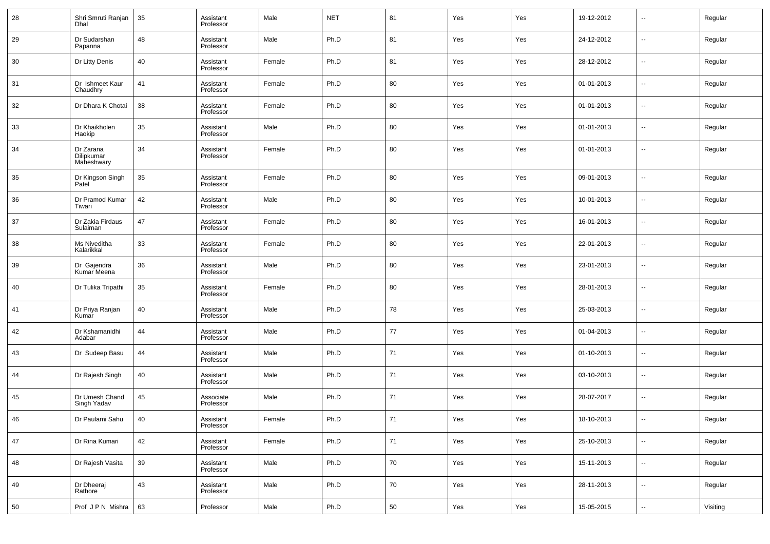| 28 | Shri Smruti Ranjan Dhal | 35 | Assistant Professor | Male | NET | 81 | Yes | Yes | 19-12-2012 | -- | Regular |
|---|---|---|---|---|---|---|---|---|---|---|---|
| 29 | Dr Sudarshan Papanna | 48 | Assistant Professor | Male | Ph.D | 81 | Yes | Yes | 24-12-2012 | -- | Regular |
| 30 | Dr Litty Denis | 40 | Assistant Professor | Female | Ph.D | 81 | Yes | Yes | 28-12-2012 | -- | Regular |
| 31 | Dr Ishmeet Kaur Chaudhry | 41 | Assistant Professor | Female | Ph.D | 80 | Yes | Yes | 01-01-2013 | -- | Regular |
| 32 | Dr Dhara K Chotai | 38 | Assistant Professor | Female | Ph.D | 80 | Yes | Yes | 01-01-2013 | -- | Regular |
| 33 | Dr Khaikholen Haokip | 35 | Assistant Professor | Male | Ph.D | 80 | Yes | Yes | 01-01-2013 | -- | Regular |
| 34 | Dr Zarana Dilipkumar Maheshwary | 34 | Assistant Professor | Female | Ph.D | 80 | Yes | Yes | 01-01-2013 | -- | Regular |
| 35 | Dr Kingson Singh Patel | 35 | Assistant Professor | Female | Ph.D | 80 | Yes | Yes | 09-01-2013 | -- | Regular |
| 36 | Dr Pramod Kumar Tiwari | 42 | Assistant Professor | Male | Ph.D | 80 | Yes | Yes | 10-01-2013 | -- | Regular |
| 37 | Dr Zakia Firdaus Sulaiman | 47 | Assistant Professor | Female | Ph.D | 80 | Yes | Yes | 16-01-2013 | -- | Regular |
| 38 | Ms Niveditha Kalarikkal | 33 | Assistant Professor | Female | Ph.D | 80 | Yes | Yes | 22-01-2013 | -- | Regular |
| 39 | Dr Gajendra Kumar Meena | 36 | Assistant Professor | Male | Ph.D | 80 | Yes | Yes | 23-01-2013 | -- | Regular |
| 40 | Dr Tulika Tripathi | 35 | Assistant Professor | Female | Ph.D | 80 | Yes | Yes | 28-01-2013 | -- | Regular |
| 41 | Dr Priya Ranjan Kumar | 40 | Assistant Professor | Male | Ph.D | 78 | Yes | Yes | 25-03-2013 | -- | Regular |
| 42 | Dr Kshamanidhi Adabar | 44 | Assistant Professor | Male | Ph.D | 77 | Yes | Yes | 01-04-2013 | -- | Regular |
| 43 | Dr Sudeep Basu | 44 | Assistant Professor | Male | Ph.D | 71 | Yes | Yes | 01-10-2013 | -- | Regular |
| 44 | Dr Rajesh Singh | 40 | Assistant Professor | Male | Ph.D | 71 | Yes | Yes | 03-10-2013 | -- | Regular |
| 45 | Dr Umesh Chand Singh Yadav | 45 | Associate Professor | Male | Ph.D | 71 | Yes | Yes | 28-07-2017 | -- | Regular |
| 46 | Dr Paulami Sahu | 40 | Assistant Professor | Female | Ph.D | 71 | Yes | Yes | 18-10-2013 | -- | Regular |
| 47 | Dr Rina Kumari | 42 | Assistant Professor | Female | Ph.D | 71 | Yes | Yes | 25-10-2013 | -- | Regular |
| 48 | Dr Rajesh Vasita | 39 | Assistant Professor | Male | Ph.D | 70 | Yes | Yes | 15-11-2013 | -- | Regular |
| 49 | Dr Dheeraj Rathore | 43 | Assistant Professor | Male | Ph.D | 70 | Yes | Yes | 28-11-2013 | -- | Regular |
| 50 | Prof J P N Mishra | 63 | Professor | Male | Ph.D | 50 | Yes | Yes | 15-05-2015 | -- | Visiting |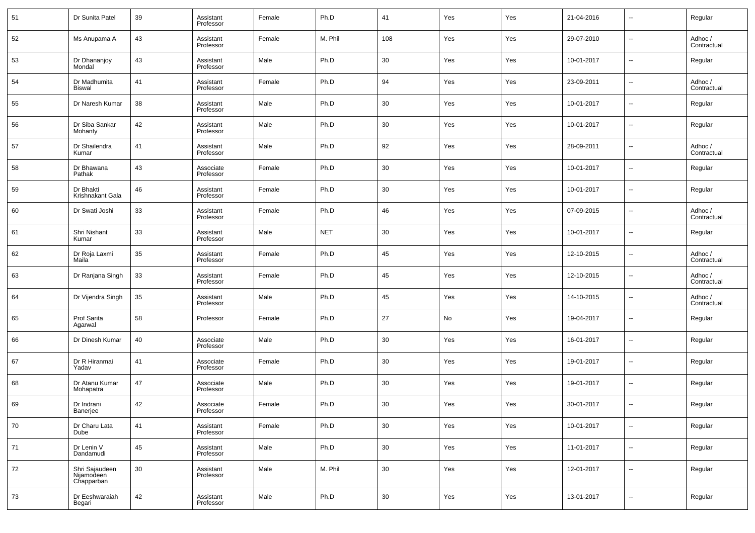| 51 | Dr Sunita Patel | 39 | Assistant Professor | Female | Ph.D | 41 | Yes | Yes | 21-04-2016 | -- | Regular |
|---|---|---|---|---|---|---|---|---|---|---|---|
| 52 | Ms Anupama A | 43 | Assistant Professor | Female | M. Phil | 108 | Yes | Yes | 29-07-2010 | -- | Adhoc / Contractual |
| 53 | Dr Dhananjoy Mondal | 43 | Assistant Professor | Male | Ph.D | 30 | Yes | Yes | 10-01-2017 | -- | Regular |
| 54 | Dr Madhumita Biswal | 41 | Assistant Professor | Female | Ph.D | 94 | Yes | Yes | 23-09-2011 | -- | Adhoc / Contractual |
| 55 | Dr Naresh Kumar | 38 | Assistant Professor | Male | Ph.D | 30 | Yes | Yes | 10-01-2017 | -- | Regular |
| 56 | Dr Siba Sankar Mohanty | 42 | Assistant Professor | Male | Ph.D | 30 | Yes | Yes | 10-01-2017 | -- | Regular |
| 57 | Dr Shailendra Kumar | 41 | Assistant Professor | Male | Ph.D | 92 | Yes | Yes | 28-09-2011 | -- | Adhoc / Contractual |
| 58 | Dr Bhawana Pathak | 43 | Associate Professor | Female | Ph.D | 30 | Yes | Yes | 10-01-2017 | -- | Regular |
| 59 | Dr Bhakti Krishnakant Gala | 46 | Assistant Professor | Female | Ph.D | 30 | Yes | Yes | 10-01-2017 | -- | Regular |
| 60 | Dr Swati Joshi | 33 | Assistant Professor | Female | Ph.D | 46 | Yes | Yes | 07-09-2015 | -- | Adhoc / Contractual |
| 61 | Shri Nishant Kumar | 33 | Assistant Professor | Male | NET | 30 | Yes | Yes | 10-01-2017 | -- | Regular |
| 62 | Dr Roja Laxmi Maila | 35 | Assistant Professor | Female | Ph.D | 45 | Yes | Yes | 12-10-2015 | -- | Adhoc / Contractual |
| 63 | Dr Ranjana Singh | 33 | Assistant Professor | Female | Ph.D | 45 | Yes | Yes | 12-10-2015 | -- | Adhoc / Contractual |
| 64 | Dr Vijendra Singh | 35 | Assistant Professor | Male | Ph.D | 45 | Yes | Yes | 14-10-2015 | -- | Adhoc / Contractual |
| 65 | Prof Sarita Agarwal | 58 | Professor | Female | Ph.D | 27 | No | Yes | 19-04-2017 | -- | Regular |
| 66 | Dr Dinesh Kumar | 40 | Associate Professor | Male | Ph.D | 30 | Yes | Yes | 16-01-2017 | -- | Regular |
| 67 | Dr R Hiranmai Yadav | 41 | Associate Professor | Female | Ph.D | 30 | Yes | Yes | 19-01-2017 | -- | Regular |
| 68 | Dr Atanu Kumar Mohapatra | 47 | Associate Professor | Male | Ph.D | 30 | Yes | Yes | 19-01-2017 | -- | Regular |
| 69 | Dr Indrani Banerjee | 42 | Associate Professor | Female | Ph.D | 30 | Yes | Yes | 30-01-2017 | -- | Regular |
| 70 | Dr Charu Lata Dube | 41 | Assistant Professor | Female | Ph.D | 30 | Yes | Yes | 10-01-2017 | -- | Regular |
| 71 | Dr Lenin V Dandamudi | 45 | Assistant Professor | Male | Ph.D | 30 | Yes | Yes | 11-01-2017 | -- | Regular |
| 72 | Shri Sajaudeen Nijamodeen Chapparban | 30 | Assistant Professor | Male | M. Phil | 30 | Yes | Yes | 12-01-2017 | -- | Regular |
| 73 | Dr Eeshwaraiah Begari | 42 | Assistant Professor | Male | Ph.D | 30 | Yes | Yes | 13-01-2017 | -- | Regular |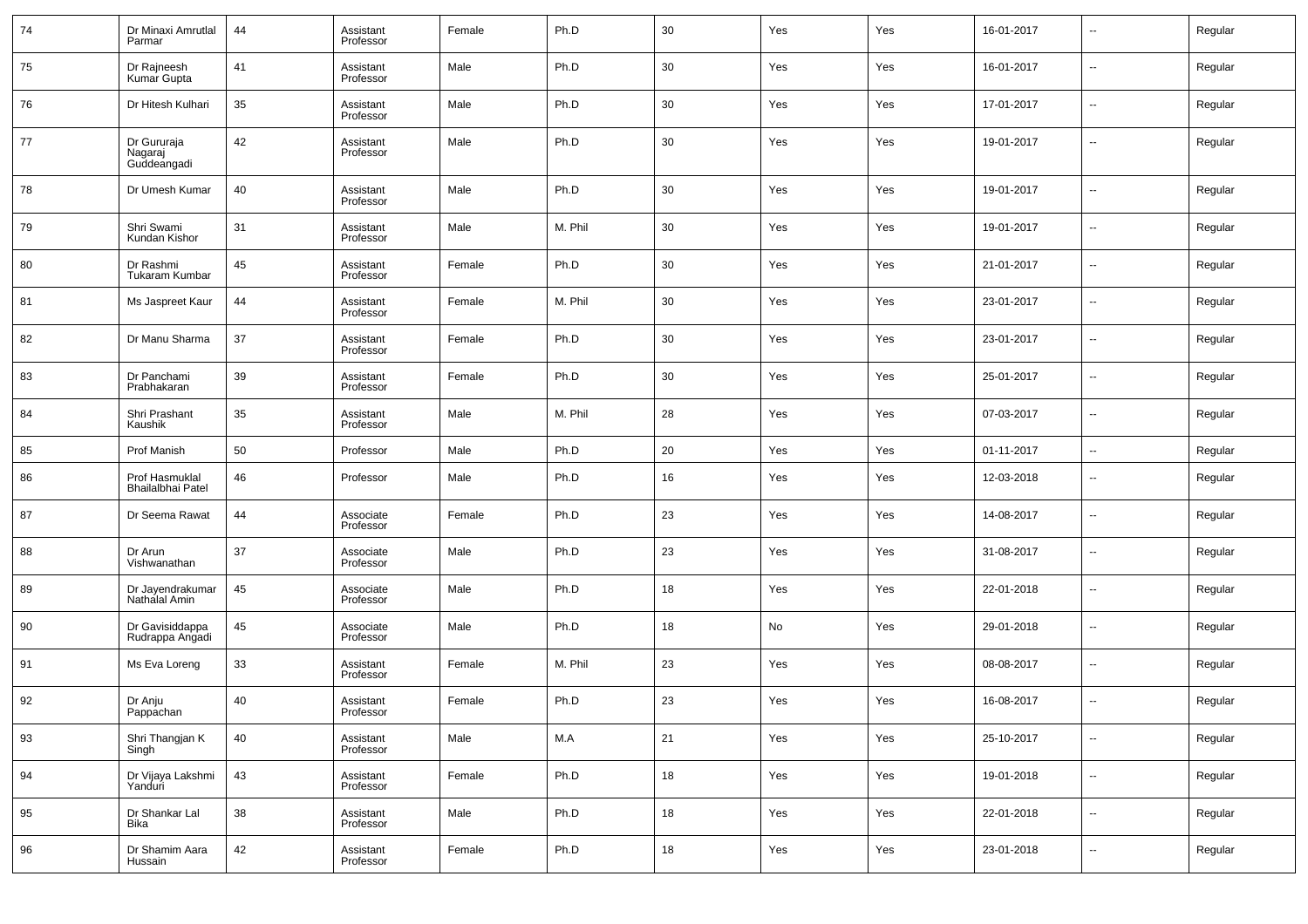| 74 | Dr Minaxi Amrutlal Parmar | 44 | Assistant Professor | Female | Ph.D | 30 | Yes | Yes | 16-01-2017 | -- | Regular |
|---|---|---|---|---|---|---|---|---|---|---|---|
| 75 | Dr Rajneesh Kumar Gupta | 41 | Assistant Professor | Male | Ph.D | 30 | Yes | Yes | 16-01-2017 | -- | Regular |
| 76 | Dr Hitesh Kulhari | 35 | Assistant Professor | Male | Ph.D | 30 | Yes | Yes | 17-01-2017 | -- | Regular |
| 77 | Dr Gururaja Nagaraj Guddeangadi | 42 | Assistant Professor | Male | Ph.D | 30 | Yes | Yes | 19-01-2017 | -- | Regular |
| 78 | Dr Umesh Kumar | 40 | Assistant Professor | Male | Ph.D | 30 | Yes | Yes | 19-01-2017 | -- | Regular |
| 79 | Shri Swami Kundan Kishor | 31 | Assistant Professor | Male | M. Phil | 30 | Yes | Yes | 19-01-2017 | -- | Regular |
| 80 | Dr Rashmi Tukaram Kumbar | 45 | Assistant Professor | Female | Ph.D | 30 | Yes | Yes | 21-01-2017 | -- | Regular |
| 81 | Ms Jaspreet Kaur | 44 | Assistant Professor | Female | M. Phil | 30 | Yes | Yes | 23-01-2017 | -- | Regular |
| 82 | Dr Manu Sharma | 37 | Assistant Professor | Female | Ph.D | 30 | Yes | Yes | 23-01-2017 | -- | Regular |
| 83 | Dr Panchami Prabhakaran | 39 | Assistant Professor | Female | Ph.D | 30 | Yes | Yes | 25-01-2017 | -- | Regular |
| 84 | Shri Prashant Kaushik | 35 | Assistant Professor | Male | M. Phil | 28 | Yes | Yes | 07-03-2017 | -- | Regular |
| 85 | Prof Manish | 50 | Professor | Male | Ph.D | 20 | Yes | Yes | 01-11-2017 | -- | Regular |
| 86 | Prof Hasmuklal Bhailalbhai Patel | 46 | Professor | Male | Ph.D | 16 | Yes | Yes | 12-03-2018 | -- | Regular |
| 87 | Dr Seema Rawat | 44 | Associate Professor | Female | Ph.D | 23 | Yes | Yes | 14-08-2017 | -- | Regular |
| 88 | Dr Arun Vishwanathan | 37 | Associate Professor | Male | Ph.D | 23 | Yes | Yes | 31-08-2017 | -- | Regular |
| 89 | Dr Jayendrakumar Nathalal Amin | 45 | Associate Professor | Male | Ph.D | 18 | Yes | Yes | 22-01-2018 | -- | Regular |
| 90 | Dr Gavisiddappa Rudrappa Angadi | 45 | Associate Professor | Male | Ph.D | 18 | No | Yes | 29-01-2018 | -- | Regular |
| 91 | Ms Eva Loreng | 33 | Assistant Professor | Female | M. Phil | 23 | Yes | Yes | 08-08-2017 | -- | Regular |
| 92 | Dr Anju Pappachan | 40 | Assistant Professor | Female | Ph.D | 23 | Yes | Yes | 16-08-2017 | -- | Regular |
| 93 | Shri Thangjan K Singh | 40 | Assistant Professor | Male | M.A | 21 | Yes | Yes | 25-10-2017 | -- | Regular |
| 94 | Dr Vijaya Lakshmi Yanduri | 43 | Assistant Professor | Female | Ph.D | 18 | Yes | Yes | 19-01-2018 | -- | Regular |
| 95 | Dr Shankar Lal Bika | 38 | Assistant Professor | Male | Ph.D | 18 | Yes | Yes | 22-01-2018 | -- | Regular |
| 96 | Dr Shamim Aara Hussain | 42 | Assistant Professor | Female | Ph.D | 18 | Yes | Yes | 23-01-2018 | -- | Regular |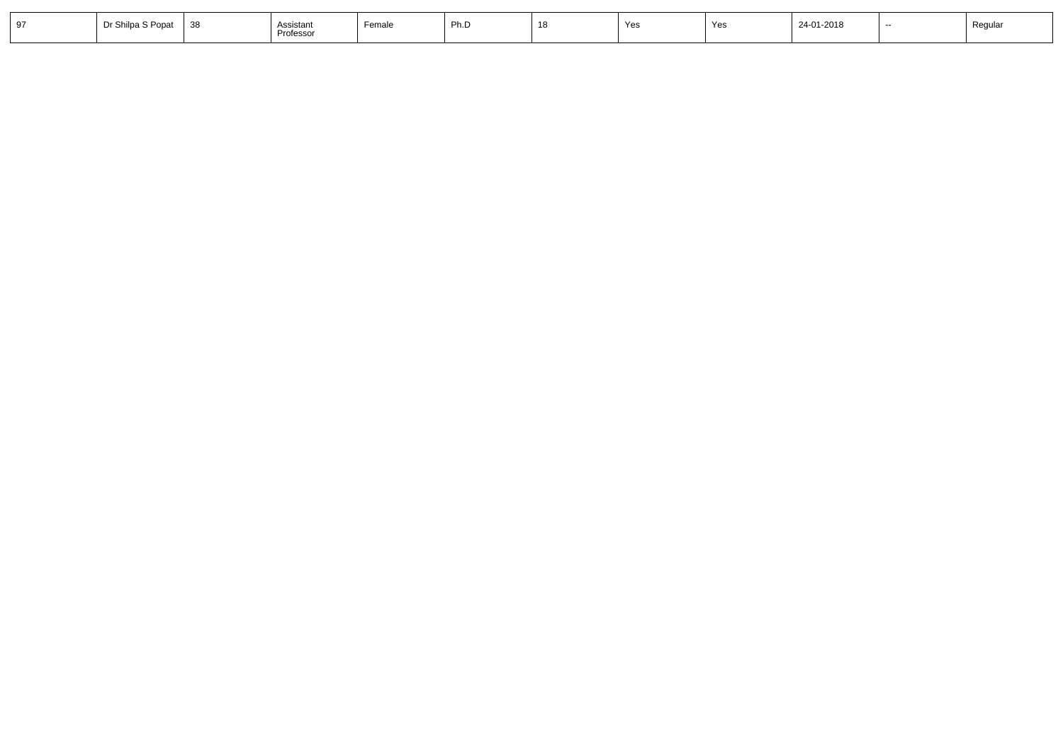| | | | | | | | | | | | |
|---|---|---|---|---|---|---|---|---|---|---|---|
| 97 | Dr Shilpa S Popat | 38 | Assistant Professor | Female | Ph.D | 18 | Yes | Yes | 24-01-2018 | -- | Regular |